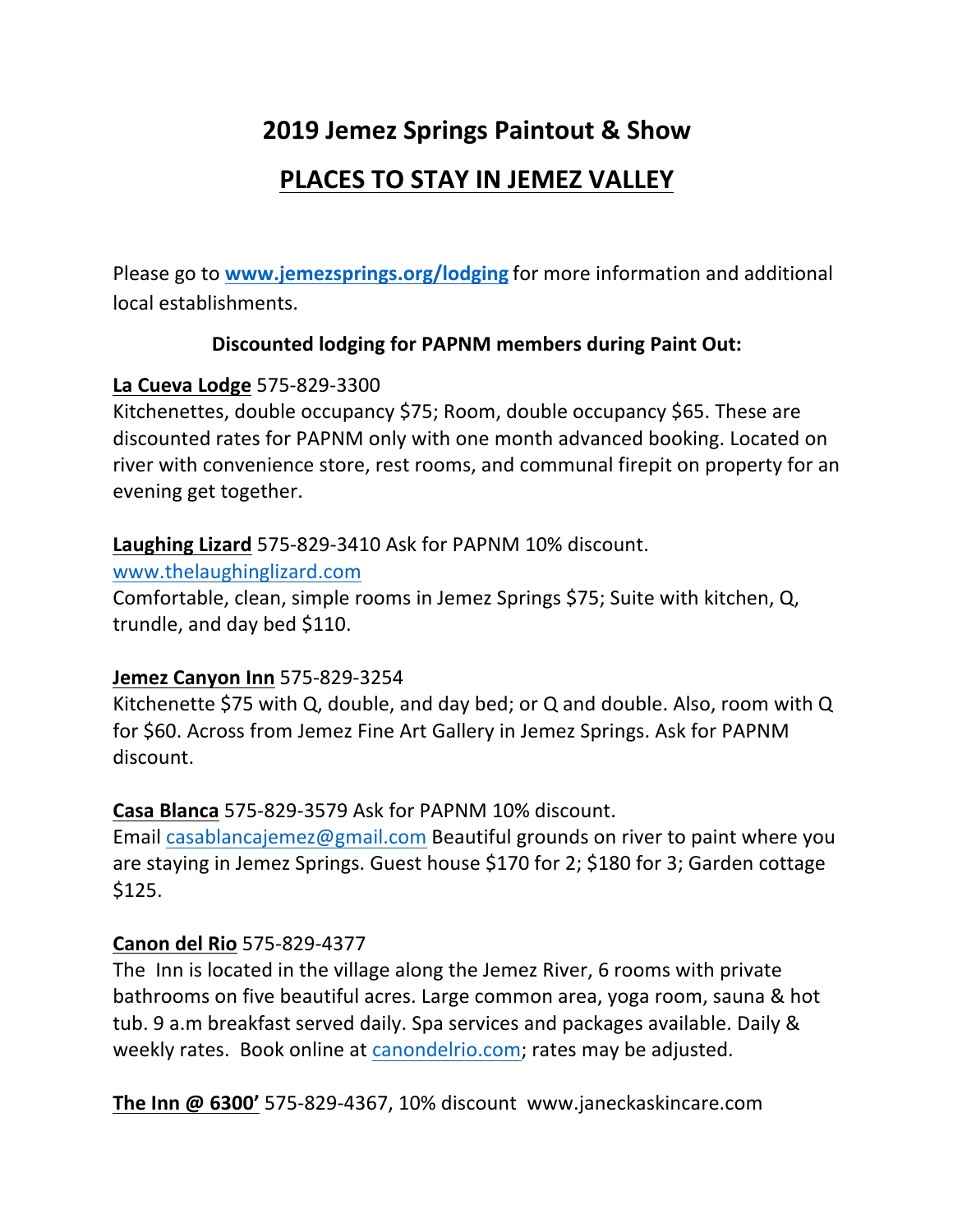# 2019 Jemez Springs Paintout & Show

## PLACES TO STAY IN JEMEZ VALLEY

Please go to **www.jemezsprings.org/lodging** for more information and additional local establishments.

**Discounted lodging for PAPNM members during Paint Out:**

**La Cueva Lodge** 575-829-3300
Kitchenettes, double occupancy $75; Room, double occupancy $65. These are discounted rates for PAPNM only with one month advanced booking. Located on river with convenience store, rest rooms, and communal firepit on property for an evening get together.

**Laughing Lizard** 575-829-3410 Ask for PAPNM 10% discount.
www.thelaughinglizard.com
Comfortable, clean, simple rooms in Jemez Springs $75; Suite with kitchen, Q, trundle, and day bed $110.

**Jemez Canyon Inn** 575-829-3254
Kitchenette $75 with Q, double, and day bed; or Q and double. Also, room with Q for $60. Across from Jemez Fine Art Gallery in Jemez Springs. Ask for PAPNM discount.

**Casa Blanca** 575-829-3579 Ask for PAPNM 10% discount.
Email casablancajemez@gmail.com Beautiful grounds on river to paint where you are staying in Jemez Springs. Guest house $170 for 2; $180 for 3; Garden cottage $125.

**Canon del Rio** 575-829-4377
The Inn is located in the village along the Jemez River, 6 rooms with private bathrooms on five beautiful acres. Large common area, yoga room, sauna & hot tub. 9 a.m breakfast served daily. Spa services and packages available. Daily & weekly rates. Book online at canondelrio.com; rates may be adjusted.

**The Inn @ 6300'** 575-829-4367, 10% discount www.janeckaskincare.com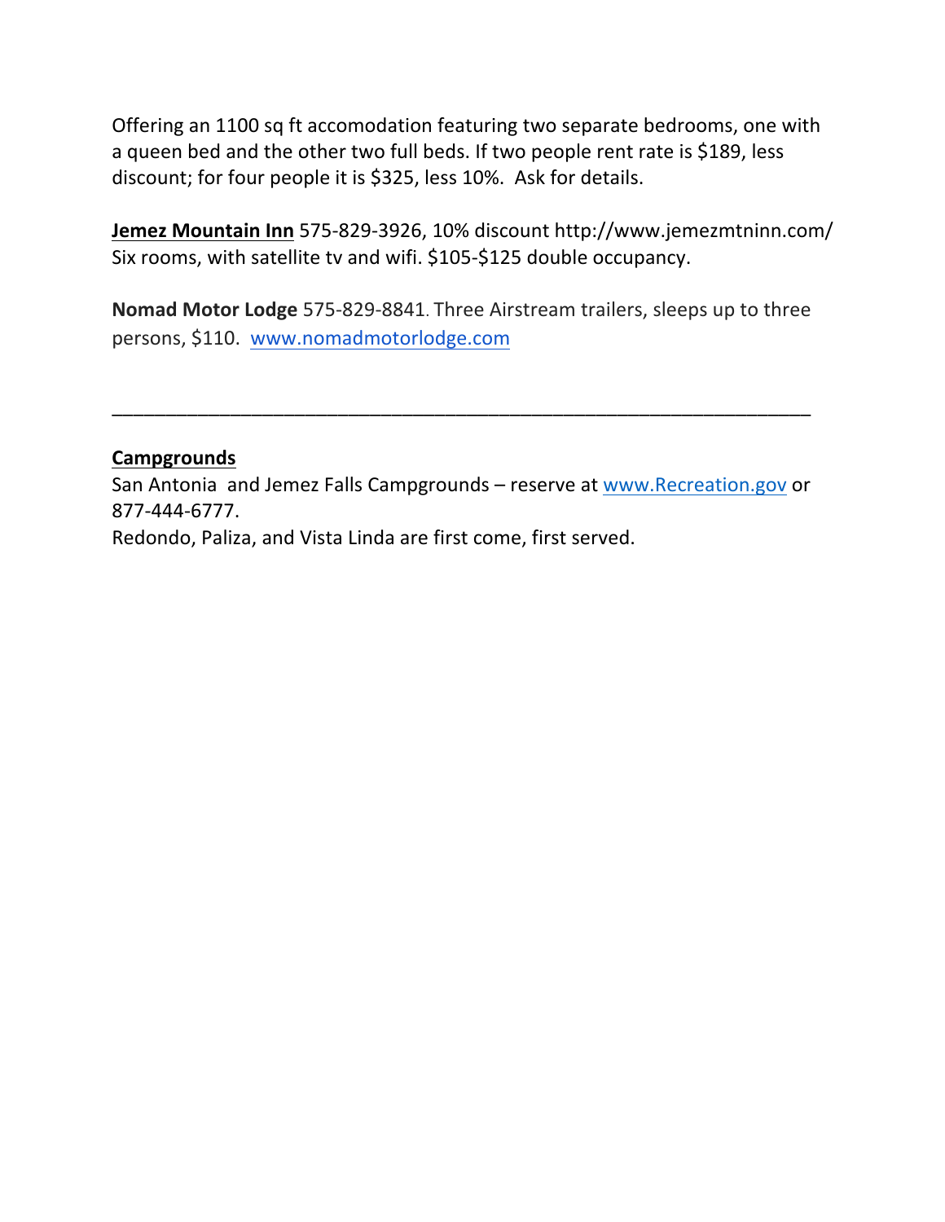Offering an 1100 sq ft accomodation featuring two separate bedrooms, one with a queen bed and the other two full beds. If two people rent rate is $189, less discount; for four people it is $325, less 10%. Ask for details.

**<u>Jemez Mountain Inn</u>** 575-829-3926, 10% discount http://www.jemezmtninn.com/
Six rooms, with satellite tv and wifi. $105-$125 double occupancy.

**Nomad Motor Lodge** 575-829-8841. Three Airstream trailers, sleeps up to three persons, $110. www.nomadmotorlodge.com

---

**<u>Campgrounds</u>**
San Antonia and Jemez Falls Campgrounds – reserve at www.Recreation.gov or 877-444-6777.
Redondo, Paliza, and Vista Linda are first come, first served.